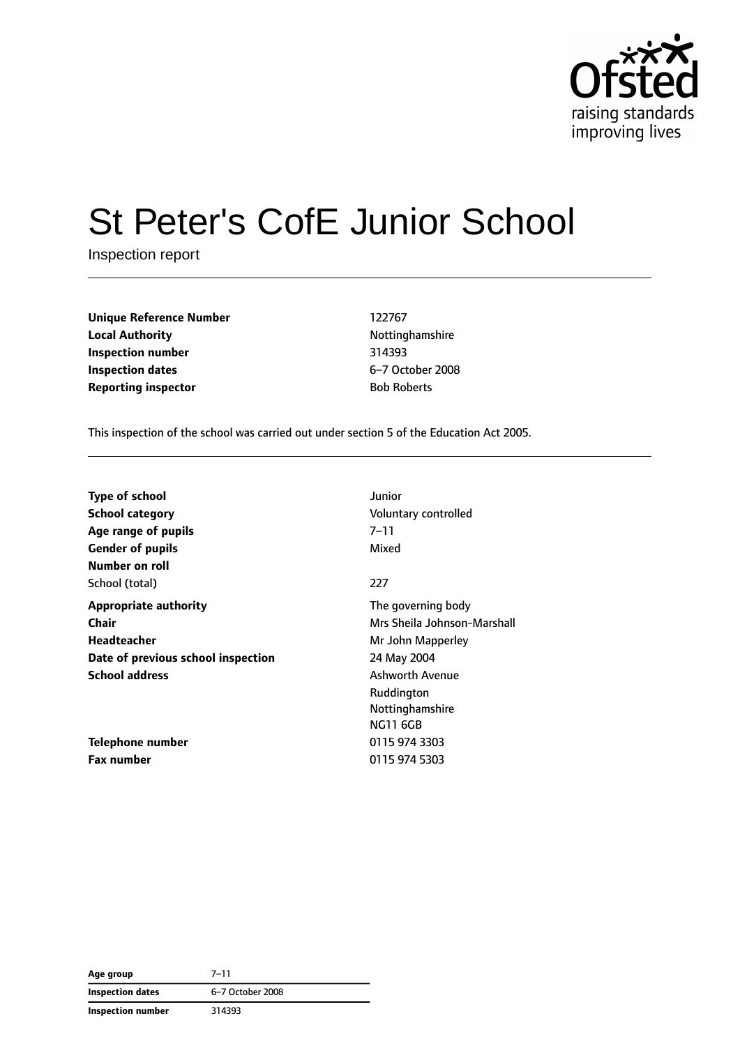# St Peter's CofE Junior School

Inspection report

| | |
|---|---|
| **Unique Reference Number** | 122767 |
| **Local Authority** | Nottinghamshire |
| **Inspection number** | 314393 |
| **Inspection dates** | 6–7 October 2008 |
| **Reporting inspector** | Bob Roberts |

This inspection of the school was carried out under section 5 of the Education Act 2005.

| | |
|---|---|
| **Type of school** | Junior |
| **School category** | Voluntary controlled |
| **Age range of pupils** | 7–11 |
| **Gender of pupils** | Mixed |
| **Number on roll** | |
| School (total) | 227 |
| **Appropriate authority** | The governing body |
| **Chair** | Mrs Sheila Johnson-Marshall |
| **Headteacher** | Mr John Mapperley |
| **Date of previous school inspection** | 24 May 2004 |
| **School address** | Ashworth Avenue<br>Ruddington<br>Nottinghamshire<br>NG11 6GB |
| **Telephone number** | 0115 974 3303 |
| **Fax number** | 0115 974 5303 |

| | |
|---|---|
| **Age group** | 7–11 |
| **Inspection dates** | 6–7 October 2008 |
| **Inspection number** | 314393 |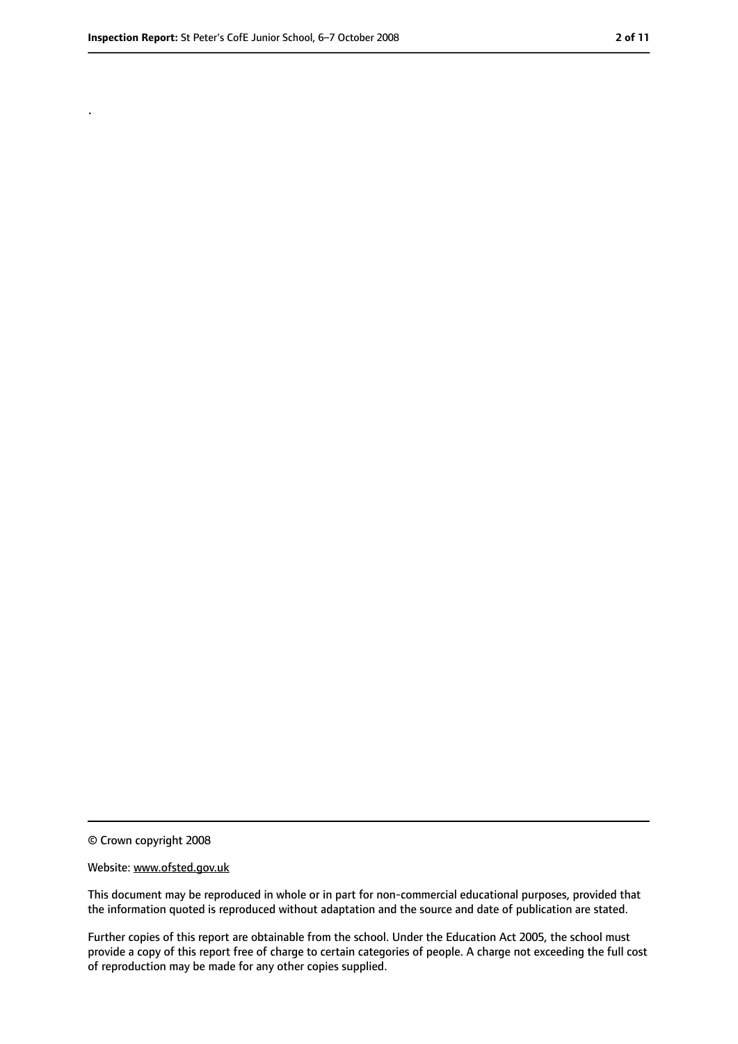.

© Crown copyright 2008

Website: www.ofsted.gov.uk

This document may be reproduced in whole or in part for non-commercial educational purposes, provided that the information quoted is reproduced without adaptation and the source and date of publication are stated.

Further copies of this report are obtainable from the school. Under the Education Act 2005, the school must provide a copy of this report free of charge to certain categories of people. A charge not exceeding the full cost of reproduction may be made for any other copies supplied.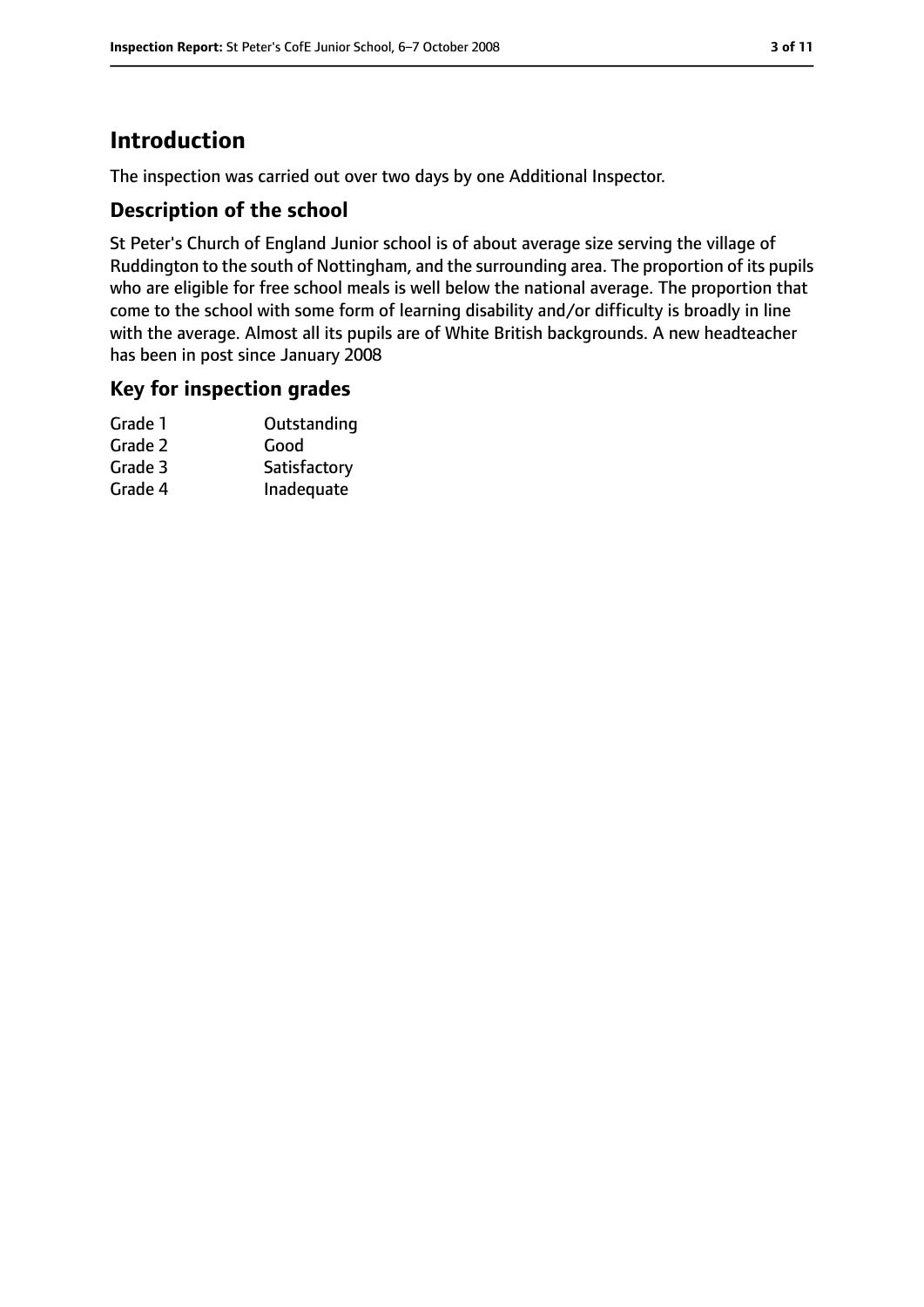# Introduction

The inspection was carried out over two days by one Additional Inspector.

## Description of the school

St Peter's Church of England Junior school is of about average size serving the village of Ruddington to the south of Nottingham, and the surrounding area. The proportion of its pupils who are eligible for free school meals is well below the national average. The proportion that come to the school with some form of learning disability and/or difficulty is broadly in line with the average. Almost all its pupils are of White British backgrounds. A new headteacher has been in post since January 2008

## Key for inspection grades

| | |
|---|---|
| Grade 1 | Outstanding |
| Grade 2 | Good |
| Grade 3 | Satisfactory |
| Grade 4 | Inadequate |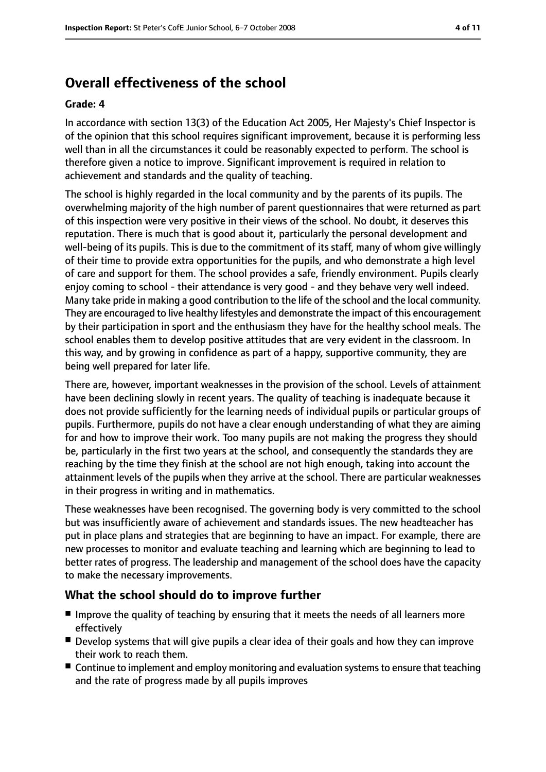## Overall effectiveness of the school

### Grade: 4

In accordance with section 13(3) of the Education Act 2005, Her Majesty's Chief Inspector is of the opinion that this school requires significant improvement, because it is performing less well than in all the circumstances it could be reasonably expected to perform. The school is therefore given a notice to improve. Significant improvement is required in relation to achievement and standards and the quality of teaching.

The school is highly regarded in the local community and by the parents of its pupils. The overwhelming majority of the high number of parent questionnaires that were returned as part of this inspection were very positive in their views of the school. No doubt, it deserves this reputation. There is much that is good about it, particularly the personal development and well-being of its pupils. This is due to the commitment of its staff, many of whom give willingly of their time to provide extra opportunities for the pupils, and who demonstrate a high level of care and support for them. The school provides a safe, friendly environment. Pupils clearly enjoy coming to school - their attendance is very good - and they behave very well indeed. Many take pride in making a good contribution to the life of the school and the local community. They are encouraged to live healthy lifestyles and demonstrate the impact of this encouragement by their participation in sport and the enthusiasm they have for the healthy school meals. The school enables them to develop positive attitudes that are very evident in the classroom. In this way, and by growing in confidence as part of a happy, supportive community, they are being well prepared for later life.

There are, however, important weaknesses in the provision of the school. Levels of attainment have been declining slowly in recent years. The quality of teaching is inadequate because it does not provide sufficiently for the learning needs of individual pupils or particular groups of pupils. Furthermore, pupils do not have a clear enough understanding of what they are aiming for and how to improve their work. Too many pupils are not making the progress they should be, particularly in the first two years at the school, and consequently the standards they are reaching by the time they finish at the school are not high enough, taking into account the attainment levels of the pupils when they arrive at the school. There are particular weaknesses in their progress in writing and in mathematics.

These weaknesses have been recognised. The governing body is very committed to the school but was insufficiently aware of achievement and standards issues. The new headteacher has put in place plans and strategies that are beginning to have an impact. For example, there are new processes to monitor and evaluate teaching and learning which are beginning to lead to better rates of progress. The leadership and management of the school does have the capacity to make the necessary improvements.

## What the school should do to improve further

- Improve the quality of teaching by ensuring that it meets the needs of all learners more effectively
- Develop systems that will give pupils a clear idea of their goals and how they can improve their work to reach them.
- Continue to implement and employ monitoring and evaluation systems to ensure that teaching and the rate of progress made by all pupils improves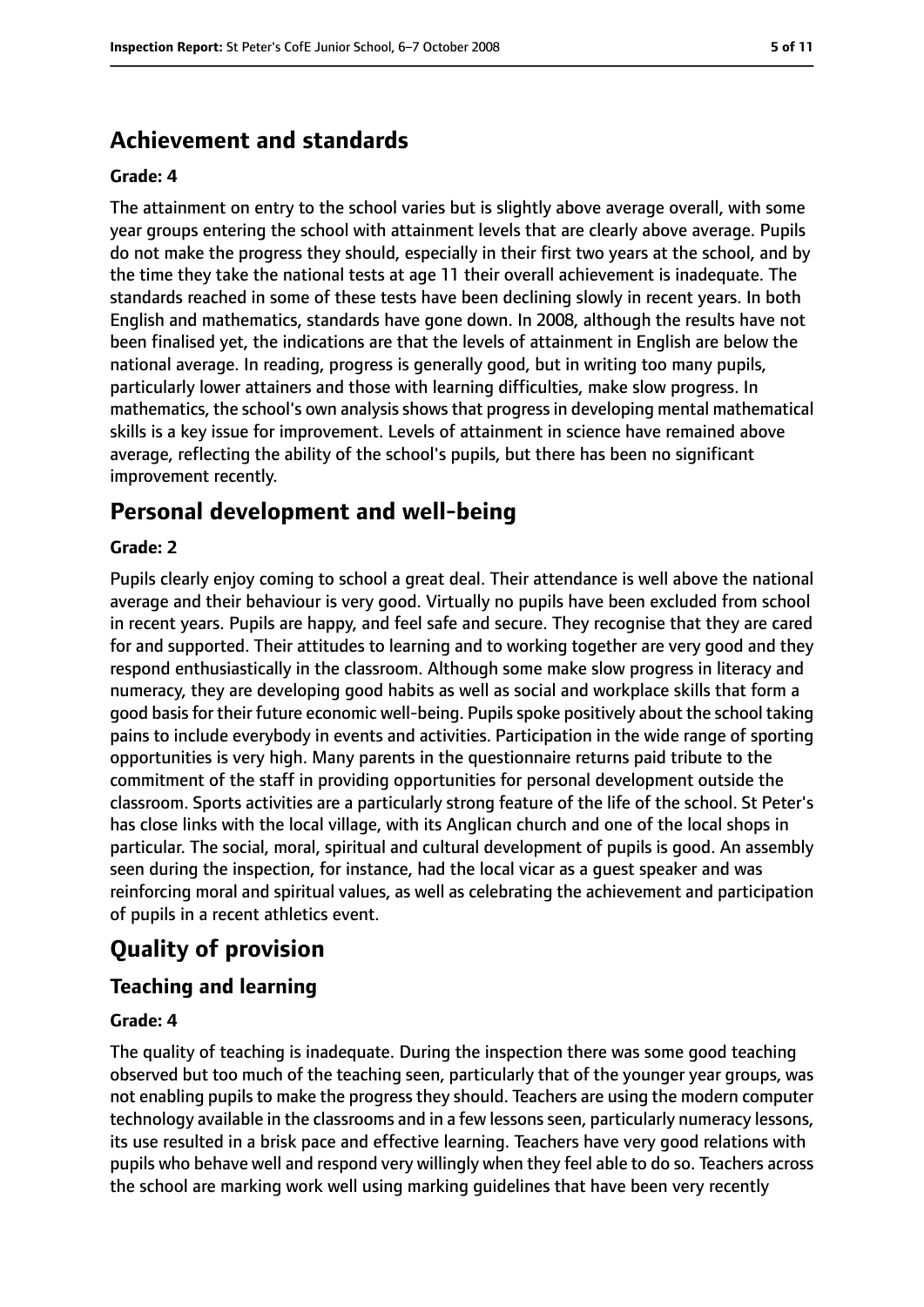## Achievement and standards

**Grade: 4**

The attainment on entry to the school varies but is slightly above average overall, with some year groups entering the school with attainment levels that are clearly above average. Pupils do not make the progress they should, especially in their first two years at the school, and by the time they take the national tests at age 11 their overall achievement is inadequate. The standards reached in some of these tests have been declining slowly in recent years. In both English and mathematics, standards have gone down. In 2008, although the results have not been finalised yet, the indications are that the levels of attainment in English are below the national average. In reading, progress is generally good, but in writing too many pupils, particularly lower attainers and those with learning difficulties, make slow progress. In mathematics, the school's own analysis shows that progress in developing mental mathematical skills is a key issue for improvement. Levels of attainment in science have remained above average, reflecting the ability of the school's pupils, but there has been no significant improvement recently.

## Personal development and well-being

**Grade: 2**

Pupils clearly enjoy coming to school a great deal. Their attendance is well above the national average and their behaviour is very good. Virtually no pupils have been excluded from school in recent years. Pupils are happy, and feel safe and secure. They recognise that they are cared for and supported. Their attitudes to learning and to working together are very good and they respond enthusiastically in the classroom. Although some make slow progress in literacy and numeracy, they are developing good habits as well as social and workplace skills that form a good basis for their future economic well-being. Pupils spoke positively about the school taking pains to include everybody in events and activities. Participation in the wide range of sporting opportunities is very high. Many parents in the questionnaire returns paid tribute to the commitment of the staff in providing opportunities for personal development outside the classroom. Sports activities are a particularly strong feature of the life of the school. St Peter's has close links with the local village, with its Anglican church and one of the local shops in particular. The social, moral, spiritual and cultural development of pupils is good. An assembly seen during the inspection, for instance, had the local vicar as a guest speaker and was reinforcing moral and spiritual values, as well as celebrating the achievement and participation of pupils in a recent athletics event.

# Quality of provision

## Teaching and learning

**Grade: 4**

The quality of teaching is inadequate. During the inspection there was some good teaching observed but too much of the teaching seen, particularly that of the younger year groups, was not enabling pupils to make the progress they should. Teachers are using the modern computer technology available in the classrooms and in a few lessons seen, particularly numeracy lessons, its use resulted in a brisk pace and effective learning. Teachers have very good relations with pupils who behave well and respond very willingly when they feel able to do so. Teachers across the school are marking work well using marking guidelines that have been very recently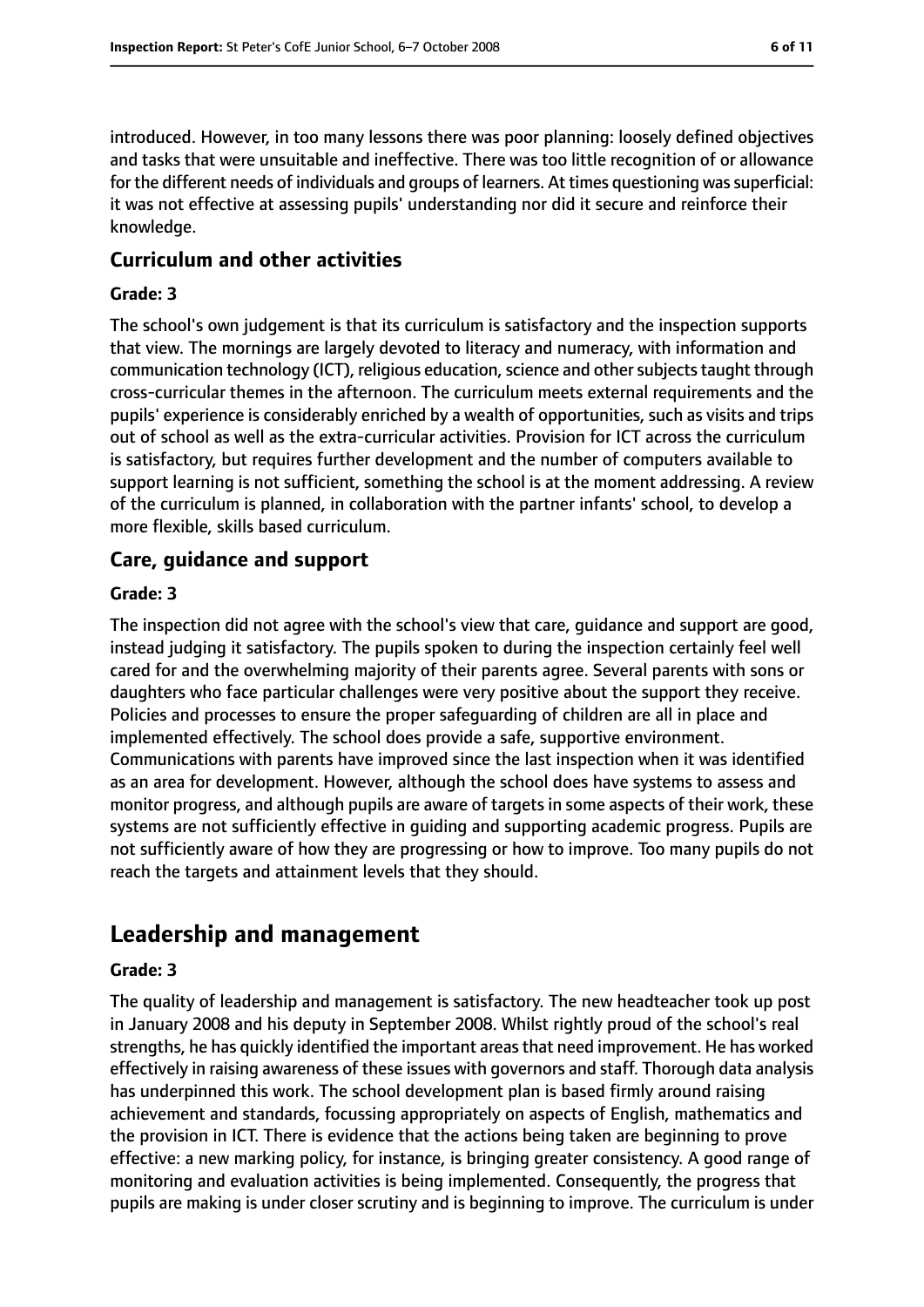introduced. However, in too many lessons there was poor planning: loosely defined objectives and tasks that were unsuitable and ineffective. There was too little recognition of or allowance for the different needs of individuals and groups of learners. At times questioning was superficial: it was not effective at assessing pupils' understanding nor did it secure and reinforce their knowledge.

### Curriculum and other activities

#### Grade: 3

The school's own judgement is that its curriculum is satisfactory and the inspection supports that view. The mornings are largely devoted to literacy and numeracy, with information and communication technology (ICT), religious education, science and other subjects taught through cross-curricular themes in the afternoon. The curriculum meets external requirements and the pupils' experience is considerably enriched by a wealth of opportunities, such as visits and trips out of school as well as the extra-curricular activities. Provision for ICT across the curriculum is satisfactory, but requires further development and the number of computers available to support learning is not sufficient, something the school is at the moment addressing. A review of the curriculum is planned, in collaboration with the partner infants' school, to develop a more flexible, skills based curriculum.

### Care, guidance and support

#### Grade: 3

The inspection did not agree with the school's view that care, guidance and support are good, instead judging it satisfactory. The pupils spoken to during the inspection certainly feel well cared for and the overwhelming majority of their parents agree. Several parents with sons or daughters who face particular challenges were very positive about the support they receive. Policies and processes to ensure the proper safeguarding of children are all in place and implemented effectively. The school does provide a safe, supportive environment. Communications with parents have improved since the last inspection when it was identified as an area for development. However, although the school does have systems to assess and monitor progress, and although pupils are aware of targets in some aspects of their work, these systems are not sufficiently effective in guiding and supporting academic progress. Pupils are not sufficiently aware of how they are progressing or how to improve. Too many pupils do not reach the targets and attainment levels that they should.

## Leadership and management

#### Grade: 3

The quality of leadership and management is satisfactory. The new headteacher took up post in January 2008 and his deputy in September 2008. Whilst rightly proud of the school's real strengths, he has quickly identified the important areas that need improvement. He has worked effectively in raising awareness of these issues with governors and staff. Thorough data analysis has underpinned this work. The school development plan is based firmly around raising achievement and standards, focussing appropriately on aspects of English, mathematics and the provision in ICT. There is evidence that the actions being taken are beginning to prove effective: a new marking policy, for instance, is bringing greater consistency. A good range of monitoring and evaluation activities is being implemented. Consequently, the progress that pupils are making is under closer scrutiny and is beginning to improve. The curriculum is under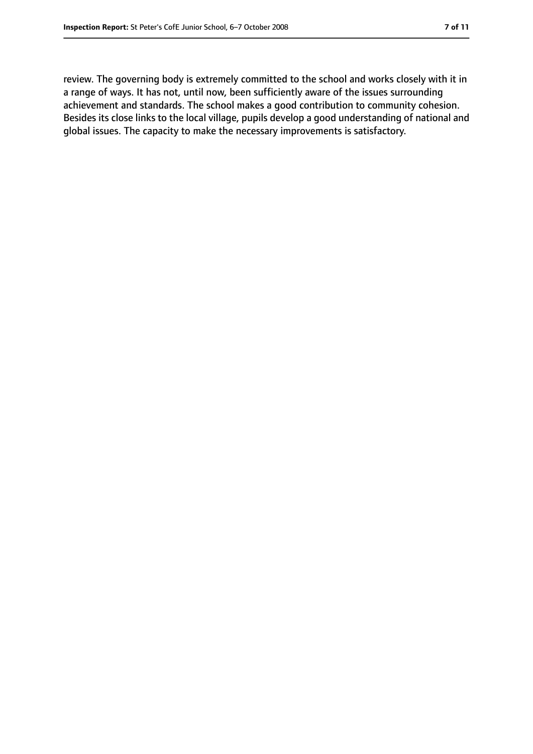review. The governing body is extremely committed to the school and works closely with it in a range of ways. It has not, until now, been sufficiently aware of the issues surrounding achievement and standards. The school makes a good contribution to community cohesion. Besides its close links to the local village, pupils develop a good understanding of national and global issues. The capacity to make the necessary improvements is satisfactory.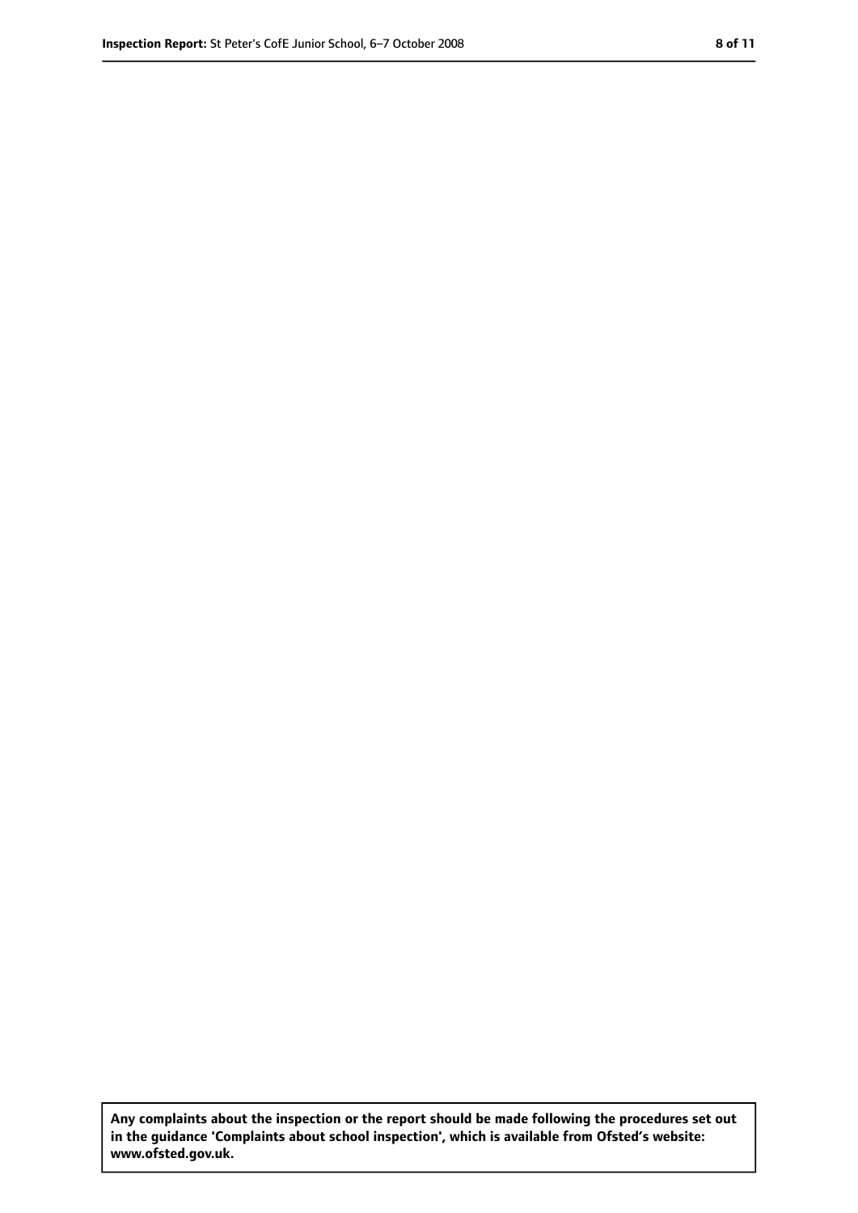**Any complaints about the inspection or the report should be made following the procedures set out in the guidance 'Complaints about school inspection', which is available from Ofsted's website: www.ofsted.gov.uk.**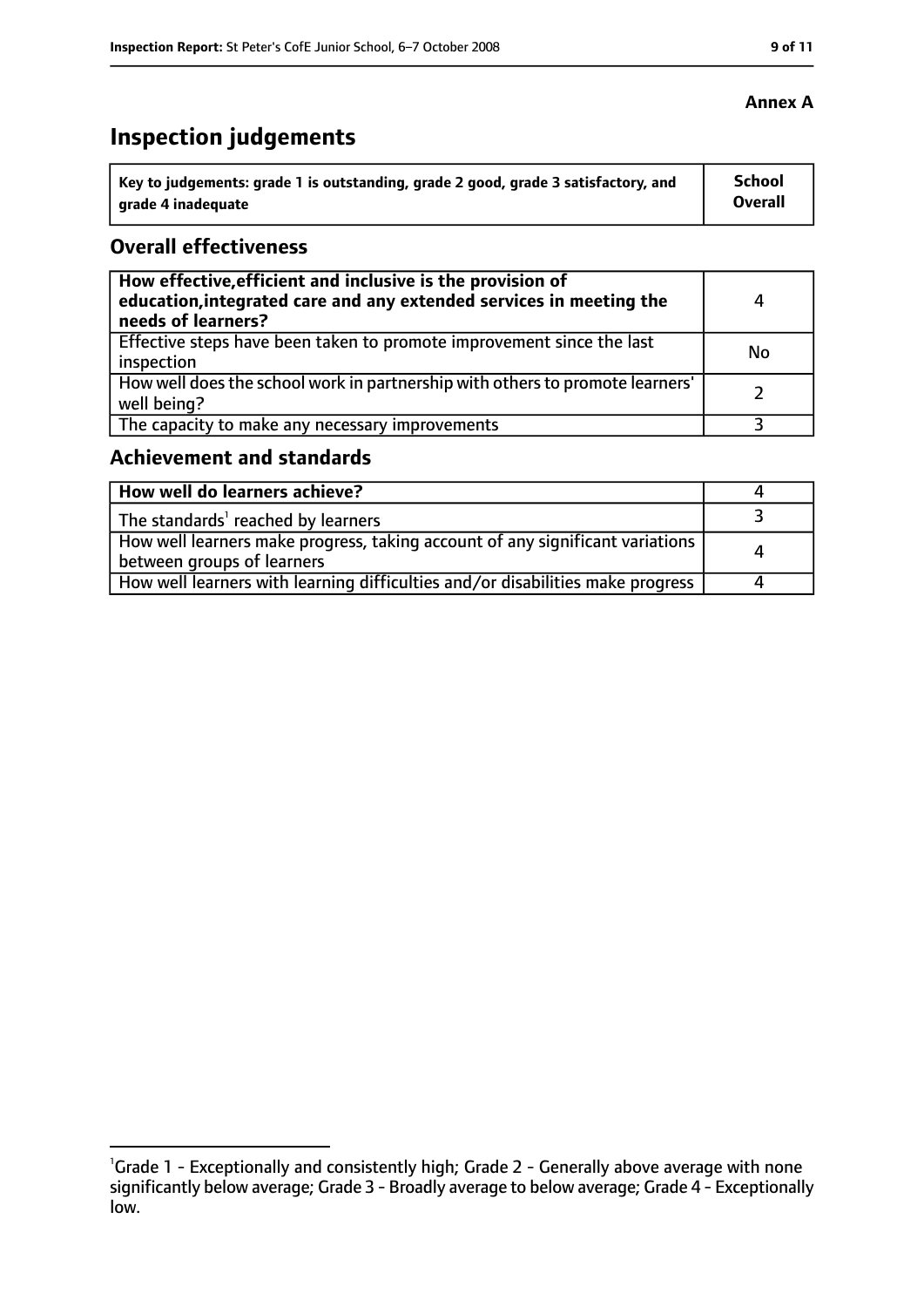**Annex A**

# Inspection judgements

| Key to judgements: grade 1 is outstanding, grade 2 good, grade 3 satisfactory, and grade 4 inadequate | School Overall |
|---|---|

## Overall effectiveness

| | |
|---|---|
| **How effective, efficient and inclusive is the provision of education, integrated care and any extended services in meeting the needs of learners?** | 4 |
| Effective steps have been taken to promote improvement since the last inspection | No |
| How well does the school work in partnership with others to promote learners' well being? | 2 |
| The capacity to make any necessary improvements | 3 |

## Achievement and standards

| | |
|---|---|
| **How well do learners achieve?** | 4 |
| The standards[1] reached by learners | 3 |
| How well learners make progress, taking account of any significant variations between groups of learners | 4 |
| How well learners with learning difficulties and/or disabilities make progress | 4 |

[1]Grade 1 - Exceptionally and consistently high; Grade 2 - Generally above average with none significantly below average; Grade 3 - Broadly average to below average; Grade 4 - Exceptionally low.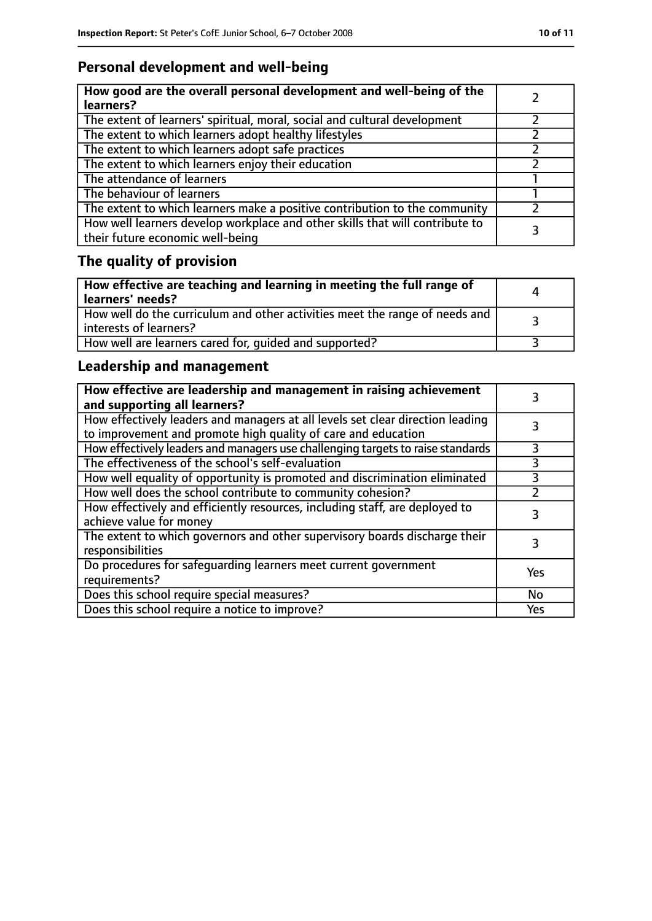## Personal development and well-being

| **How good are the overall personal development and well-being of the learners?** | 2 |
|---|---|
| The extent of learners' spiritual, moral, social and cultural development | 2 |
| The extent to which learners adopt healthy lifestyles | 2 |
| The extent to which learners adopt safe practices | 2 |
| The extent to which learners enjoy their education | 2 |
| The attendance of learners | 1 |
| The behaviour of learners | 1 |
| The extent to which learners make a positive contribution to the community | 2 |
| How well learners develop workplace and other skills that will contribute to their future economic well-being | 3 |

## The quality of provision

| **How effective are teaching and learning in meeting the full range of learners' needs?** | 4 |
|---|---|
| How well do the curriculum and other activities meet the range of needs and interests of learners? | 3 |
| How well are learners cared for, guided and supported? | 3 |

## Leadership and management

| **How effective are leadership and management in raising achievement and supporting all learners?** | 3 |
|---|---|
| How effectively leaders and managers at all levels set clear direction leading to improvement and promote high quality of care and education | 3 |
| How effectively leaders and managers use challenging targets to raise standards | 3 |
| The effectiveness of the school's self-evaluation | 3 |
| How well equality of opportunity is promoted and discrimination eliminated | 3 |
| How well does the school contribute to community cohesion? | 2 |
| How effectively and efficiently resources, including staff, are deployed to achieve value for money | 3 |
| The extent to which governors and other supervisory boards discharge their responsibilities | 3 |
| Do procedures for safeguarding learners meet current government requirements? | Yes |
| Does this school require special measures? | No |
| Does this school require a notice to improve? | Yes |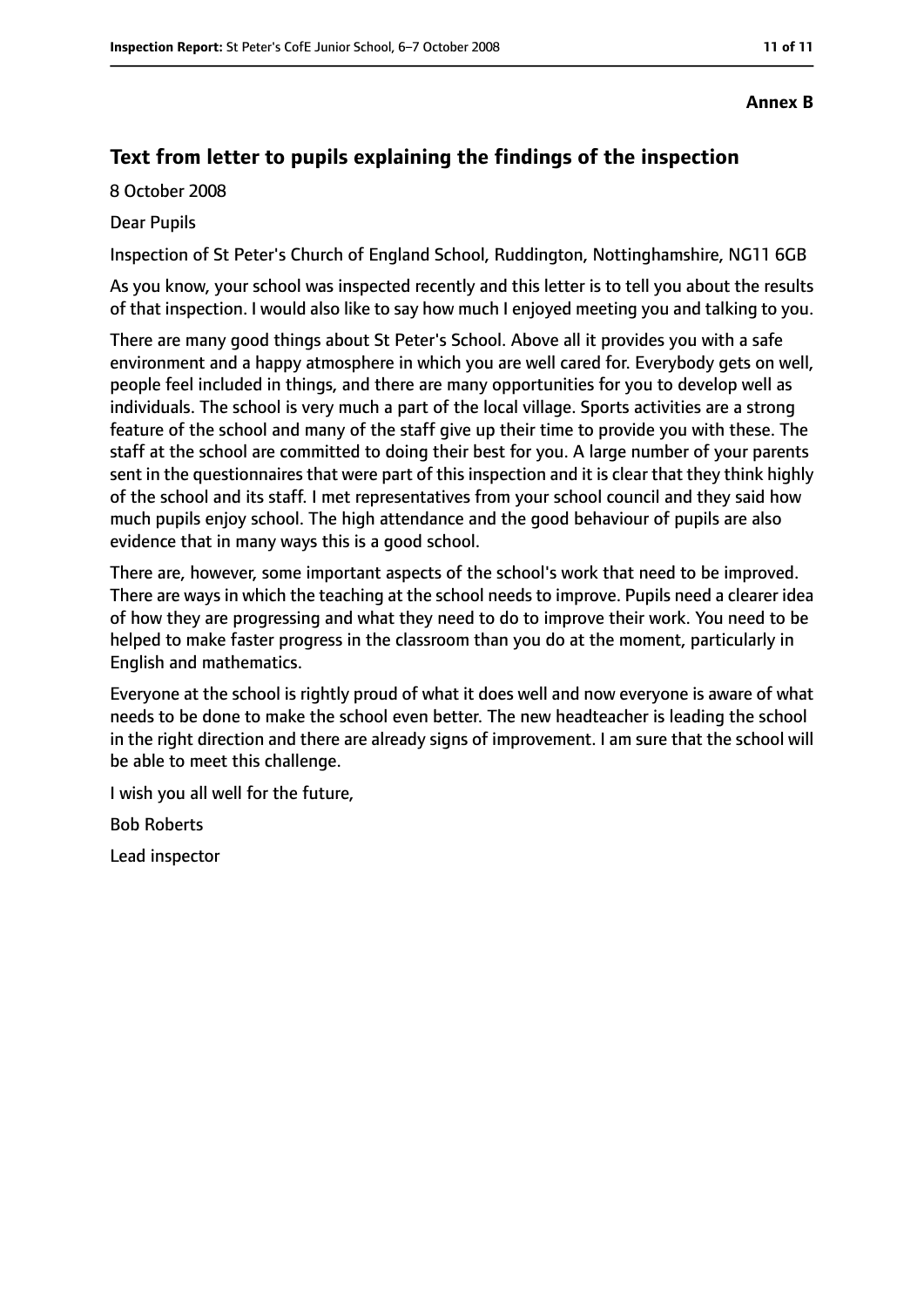**Annex B**

## Text from letter to pupils explaining the findings of the inspection

8 October 2008

Dear Pupils

Inspection of St Peter's Church of England School, Ruddington, Nottinghamshire, NG11 6GB

As you know, your school was inspected recently and this letter is to tell you about the results of that inspection. I would also like to say how much I enjoyed meeting you and talking to you.

There are many good things about St Peter's School. Above all it provides you with a safe environment and a happy atmosphere in which you are well cared for. Everybody gets on well, people feel included in things, and there are many opportunities for you to develop well as individuals. The school is very much a part of the local village. Sports activities are a strong feature of the school and many of the staff give up their time to provide you with these. The staff at the school are committed to doing their best for you. A large number of your parents sent in the questionnaires that were part of this inspection and it is clear that they think highly of the school and its staff. I met representatives from your school council and they said how much pupils enjoy school. The high attendance and the good behaviour of pupils are also evidence that in many ways this is a good school.

There are, however, some important aspects of the school's work that need to be improved. There are ways in which the teaching at the school needs to improve. Pupils need a clearer idea of how they are progressing and what they need to do to improve their work. You need to be helped to make faster progress in the classroom than you do at the moment, particularly in English and mathematics.

Everyone at the school is rightly proud of what it does well and now everyone is aware of what needs to be done to make the school even better. The new headteacher is leading the school in the right direction and there are already signs of improvement. I am sure that the school will be able to meet this challenge.

I wish you all well for the future,

Bob Roberts

Lead inspector